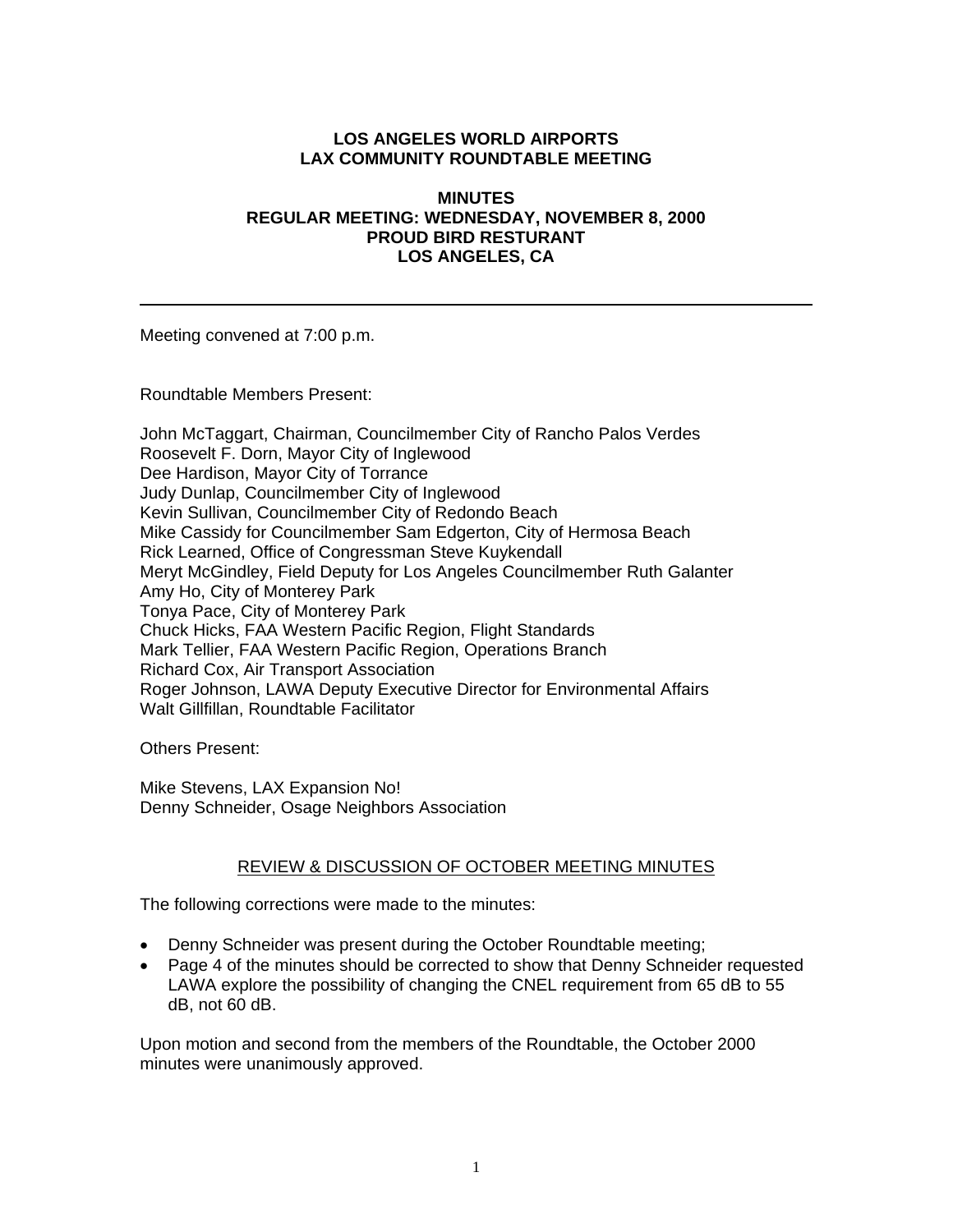**LOS ANGELES WORLD AIRPORTS**
**LAX COMMUNITY ROUNDTABLE MEETING**

**MINUTES**
**REGULAR MEETING: WEDNESDAY, NOVEMBER 8, 2000**
**PROUD BIRD RESTURANT**
**LOS ANGELES, CA**

---

Meeting convened at 7:00 p.m.

Roundtable Members Present:

John McTaggart, Chairman, Councilmember City of Rancho Palos Verdes
Roosevelt F. Dorn, Mayor City of Inglewood
Dee Hardison, Mayor City of Torrance
Judy Dunlap, Councilmember City of Inglewood
Kevin Sullivan, Councilmember City of Redondo Beach
Mike Cassidy for Councilmember Sam Edgerton, City of Hermosa Beach
Rick Learned, Office of Congressman Steve Kuykendall
Meryt McGindley, Field Deputy for Los Angeles Councilmember Ruth Galanter
Amy Ho, City of Monterey Park
Tonya Pace, City of Monterey Park
Chuck Hicks, FAA Western Pacific Region, Flight Standards
Mark Tellier, FAA Western Pacific Region, Operations Branch
Richard Cox, Air Transport Association
Roger Johnson, LAWA Deputy Executive Director for Environmental Affairs
Walt Gillfillan, Roundtable Facilitator

Others Present:

Mike Stevens, LAX Expansion No!
Denny Schneider, Osage Neighbors Association

## REVIEW & DISCUSSION OF OCTOBER MEETING MINUTES

The following corrections were made to the minutes:

- Denny Schneider was present during the October Roundtable meeting;
- Page 4 of the minutes should be corrected to show that Denny Schneider requested LAWA explore the possibility of changing the CNEL requirement from 65 dB to 55 dB, not 60 dB.

Upon motion and second from the members of the Roundtable, the October 2000 minutes were unanimously approved.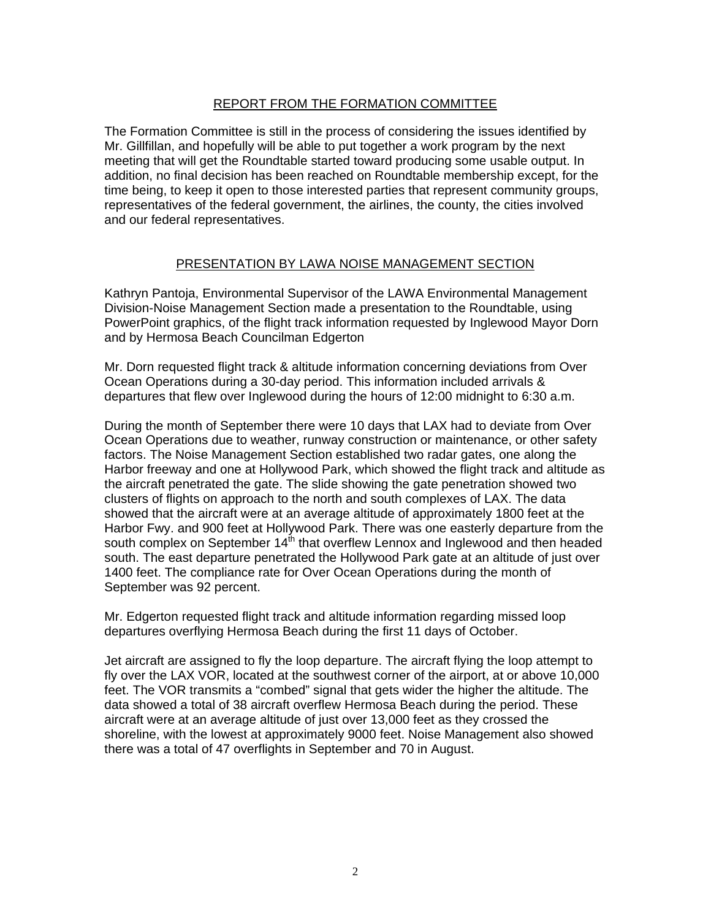## REPORT FROM THE FORMATION COMMITTEE

The Formation Committee is still in the process of considering the issues identified by Mr. Gillfillan, and hopefully will be able to put together a work program by the next meeting that will get the Roundtable started toward producing some usable output. In addition, no final decision has been reached on Roundtable membership except, for the time being, to keep it open to those interested parties that represent community groups, representatives of the federal government, the airlines, the county, the cities involved and our federal representatives.

## PRESENTATION BY LAWA NOISE MANAGEMENT SECTION

Kathryn Pantoja, Environmental Supervisor of the LAWA Environmental Management Division-Noise Management Section made a presentation to the Roundtable, using PowerPoint graphics, of the flight track information requested by Inglewood Mayor Dorn and by Hermosa Beach Councilman Edgerton

Mr. Dorn requested flight track & altitude information concerning deviations from Over Ocean Operations during a 30-day period. This information included arrivals & departures that flew over Inglewood during the hours of 12:00 midnight to 6:30 a.m.

During the month of September there were 10 days that LAX had to deviate from Over Ocean Operations due to weather, runway construction or maintenance, or other safety factors. The Noise Management Section established two radar gates, one along the Harbor freeway and one at Hollywood Park, which showed the flight track and altitude as the aircraft penetrated the gate. The slide showing the gate penetration showed two clusters of flights on approach to the north and south complexes of LAX. The data showed that the aircraft were at an average altitude of approximately 1800 feet at the Harbor Fwy. and 900 feet at Hollywood Park. There was one easterly departure from the south complex on September 14th that overflew Lennox and Inglewood and then headed south. The east departure penetrated the Hollywood Park gate at an altitude of just over 1400 feet. The compliance rate for Over Ocean Operations during the month of September was 92 percent.

Mr. Edgerton requested flight track and altitude information regarding missed loop departures overflying Hermosa Beach during the first 11 days of October.

Jet aircraft are assigned to fly the loop departure. The aircraft flying the loop attempt to fly over the LAX VOR, located at the southwest corner of the airport, at or above 10,000 feet. The VOR transmits a "combed" signal that gets wider the higher the altitude. The data showed a total of 38 aircraft overflew Hermosa Beach during the period. These aircraft were at an average altitude of just over 13,000 feet as they crossed the shoreline, with the lowest at approximately 9000 feet. Noise Management also showed there was a total of 47 overflights in September and 70 in August.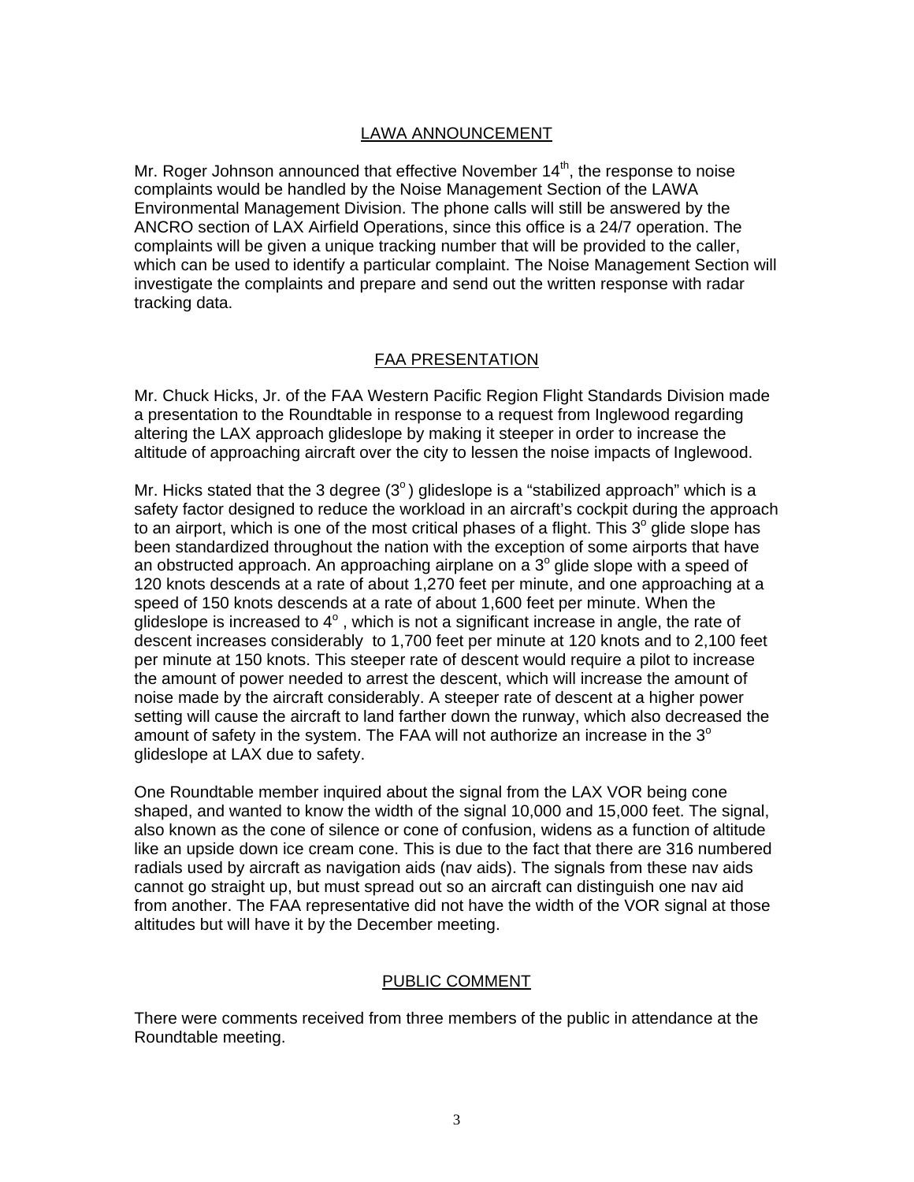## LAWA ANNOUNCEMENT

Mr. Roger Johnson announced that effective November 14th, the response to noise complaints would be handled by the Noise Management Section of the LAWA Environmental Management Division. The phone calls will still be answered by the ANCRO section of LAX Airfield Operations, since this office is a 24/7 operation. The complaints will be given a unique tracking number that will be provided to the caller, which can be used to identify a particular complaint. The Noise Management Section will investigate the complaints and prepare and send out the written response with radar tracking data.

## FAA PRESENTATION

Mr. Chuck Hicks, Jr. of the FAA Western Pacific Region Flight Standards Division made a presentation to the Roundtable in response to a request from Inglewood regarding altering the LAX approach glideslope by making it steeper in order to increase the altitude of approaching aircraft over the city to lessen the noise impacts of Inglewood.

Mr. Hicks stated that the 3 degree ($3^o$) glideslope is a "stabilized approach" which is a safety factor designed to reduce the workload in an aircraft's cockpit during the approach to an airport, which is one of the most critical phases of a flight. This $3^o$ glide slope has been standardized throughout the nation with the exception of some airports that have an obstructed approach. An approaching airplane on a $3^o$ glide slope with a speed of 120 knots descends at a rate of about 1,270 feet per minute, and one approaching at a speed of 150 knots descends at a rate of about 1,600 feet per minute. When the glideslope is increased to $4^o$, which is not a significant increase in angle, the rate of descent increases considerably to 1,700 feet per minute at 120 knots and to 2,100 feet per minute at 150 knots. This steeper rate of descent would require a pilot to increase the amount of power needed to arrest the descent, which will increase the amount of noise made by the aircraft considerably. A steeper rate of descent at a higher power setting will cause the aircraft to land farther down the runway, which also decreased the amount of safety in the system. The FAA will not authorize an increase in the $3^o$ glideslope at LAX due to safety.

One Roundtable member inquired about the signal from the LAX VOR being cone shaped, and wanted to know the width of the signal 10,000 and 15,000 feet. The signal, also known as the cone of silence or cone of confusion, widens as a function of altitude like an upside down ice cream cone. This is due to the fact that there are 316 numbered radials used by aircraft as navigation aids (nav aids). The signals from these nav aids cannot go straight up, but must spread out so an aircraft can distinguish one nav aid from another. The FAA representative did not have the width of the VOR signal at those altitudes but will have it by the December meeting.

## PUBLIC COMMENT

There were comments received from three members of the public in attendance at the Roundtable meeting.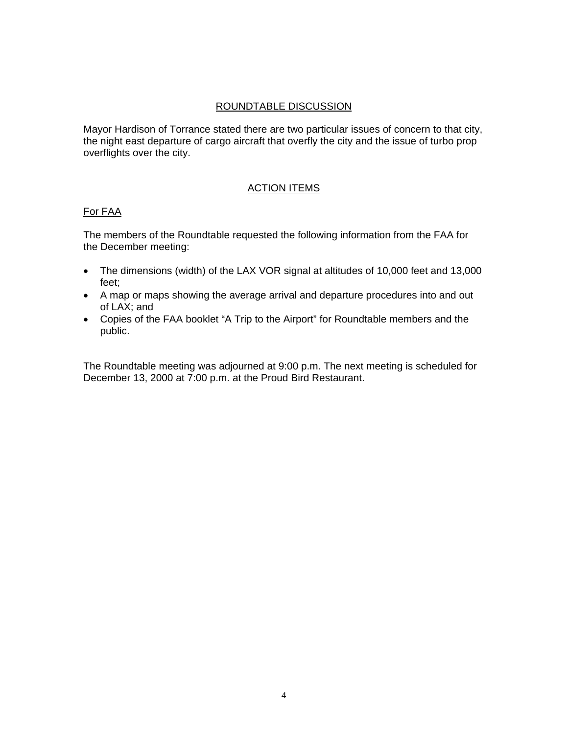## ROUNDTABLE DISCUSSION

Mayor Hardison of Torrance stated there are two particular issues of concern to that city, the night east departure of cargo aircraft that overfly the city and the issue of turbo prop overflights over the city.

## ACTION ITEMS

### For FAA

The members of the Roundtable requested the following information from the FAA for the December meeting:

- The dimensions (width) of the LAX VOR signal at altitudes of 10,000 feet and 13,000 feet;
- A map or maps showing the average arrival and departure procedures into and out of LAX; and
- Copies of the FAA booklet “A Trip to the Airport” for Roundtable members and the public.

The Roundtable meeting was adjourned at 9:00 p.m. The next meeting is scheduled for December 13, 2000 at 7:00 p.m. at the Proud Bird Restaurant.